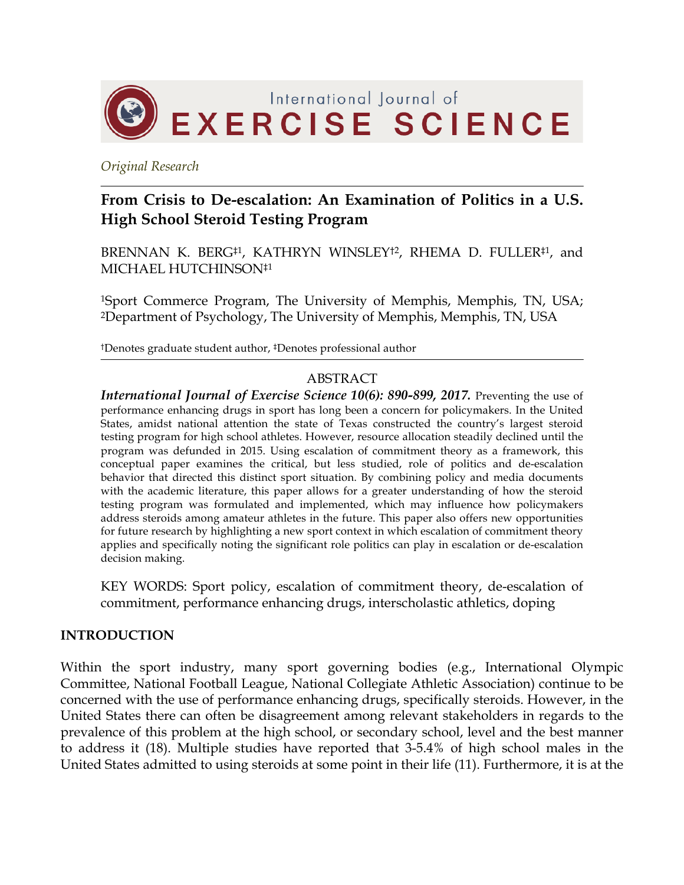*Original Research*

# From Crisis to De-escalation: An Examination of Politics in a U.S. High School Steroid Testing Program

BRENNAN K. BERG[‡1], KATHRYN WINSLEY[†2], RHEMA D. FULLER[‡1], and MICHAEL HUTCHINSON[‡1]

[1]Sport Commerce Program, The University of Memphis, Memphis, TN, USA; [2]Department of Psychology, The University of Memphis, Memphis, TN, USA

[†]Denotes graduate student author, [‡]Denotes professional author

## ABSTRACT

***International Journal of Exercise Science 10(6): 890-899, 2017.*** Preventing the use of performance enhancing drugs in sport has long been a concern for policymakers. In the United States, amidst national attention the state of Texas constructed the country's largest steroid testing program for high school athletes. However, resource allocation steadily declined until the program was defunded in 2015. Using escalation of commitment theory as a framework, this conceptual paper examines the critical, but less studied, role of politics and de-escalation behavior that directed this distinct sport situation. By combining policy and media documents with the academic literature, this paper allows for a greater understanding of how the steroid testing program was formulated and implemented, which may influence how policymakers address steroids among amateur athletes in the future. This paper also offers new opportunities for future research by highlighting a new sport context in which escalation of commitment theory applies and specifically noting the significant role politics can play in escalation or de-escalation decision making.

KEY WORDS: Sport policy, escalation of commitment theory, de-escalation of commitment, performance enhancing drugs, interscholastic athletics, doping

## INTRODUCTION

Within the sport industry, many sport governing bodies (e.g., International Olympic Committee, National Football League, National Collegiate Athletic Association) continue to be concerned with the use of performance enhancing drugs, specifically steroids. However, in the United States there can often be disagreement among relevant stakeholders in regards to the prevalence of this problem at the high school, or secondary school, level and the best manner to address it (18). Multiple studies have reported that 3-5.4% of high school males in the United States admitted to using steroids at some point in their life (11). Furthermore, it is at the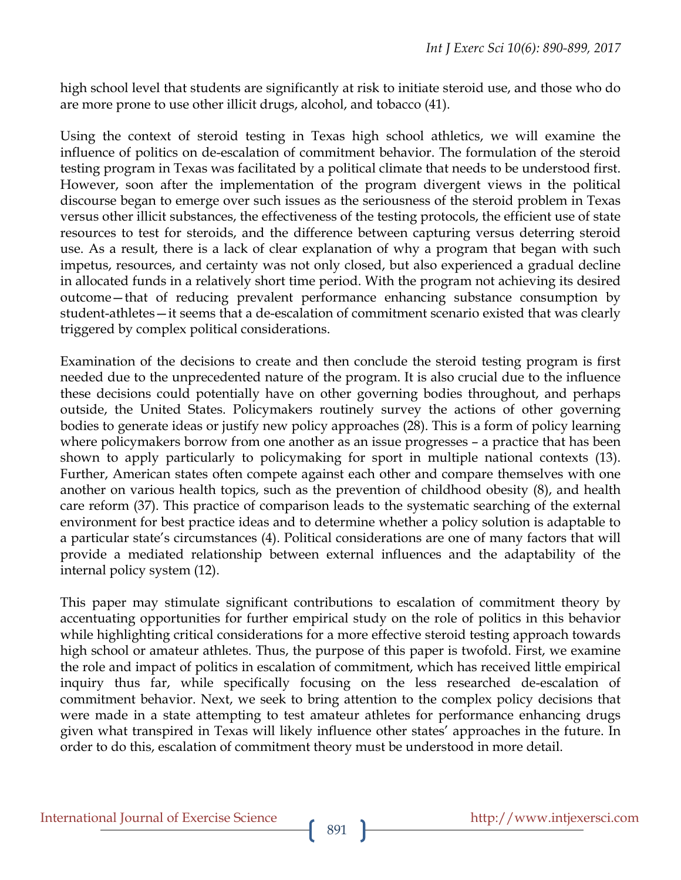high school level that students are significantly at risk to initiate steroid use, and those who do are more prone to use other illicit drugs, alcohol, and tobacco (41).

Using the context of steroid testing in Texas high school athletics, we will examine the influence of politics on de-escalation of commitment behavior. The formulation of the steroid testing program in Texas was facilitated by a political climate that needs to be understood first. However, soon after the implementation of the program divergent views in the political discourse began to emerge over such issues as the seriousness of the steroid problem in Texas versus other illicit substances, the effectiveness of the testing protocols, the efficient use of state resources to test for steroids, and the difference between capturing versus deterring steroid use. As a result, there is a lack of clear explanation of why a program that began with such impetus, resources, and certainty was not only closed, but also experienced a gradual decline in allocated funds in a relatively short time period. With the program not achieving its desired outcome—that of reducing prevalent performance enhancing substance consumption by student-athletes—it seems that a de-escalation of commitment scenario existed that was clearly triggered by complex political considerations.

Examination of the decisions to create and then conclude the steroid testing program is first needed due to the unprecedented nature of the program. It is also crucial due to the influence these decisions could potentially have on other governing bodies throughout, and perhaps outside, the United States. Policymakers routinely survey the actions of other governing bodies to generate ideas or justify new policy approaches (28). This is a form of policy learning where policymakers borrow from one another as an issue progresses – a practice that has been shown to apply particularly to policymaking for sport in multiple national contexts (13). Further, American states often compete against each other and compare themselves with one another on various health topics, such as the prevention of childhood obesity (8), and health care reform (37). This practice of comparison leads to the systematic searching of the external environment for best practice ideas and to determine whether a policy solution is adaptable to a particular state's circumstances (4). Political considerations are one of many factors that will provide a mediated relationship between external influences and the adaptability of the internal policy system (12).

This paper may stimulate significant contributions to escalation of commitment theory by accentuating opportunities for further empirical study on the role of politics in this behavior while highlighting critical considerations for a more effective steroid testing approach towards high school or amateur athletes. Thus, the purpose of this paper is twofold. First, we examine the role and impact of politics in escalation of commitment, which has received little empirical inquiry thus far, while specifically focusing on the less researched de-escalation of commitment behavior. Next, we seek to bring attention to the complex policy decisions that were made in a state attempting to test amateur athletes for performance enhancing drugs given what transpired in Texas will likely influence other states' approaches in the future. In order to do this, escalation of commitment theory must be understood in more detail.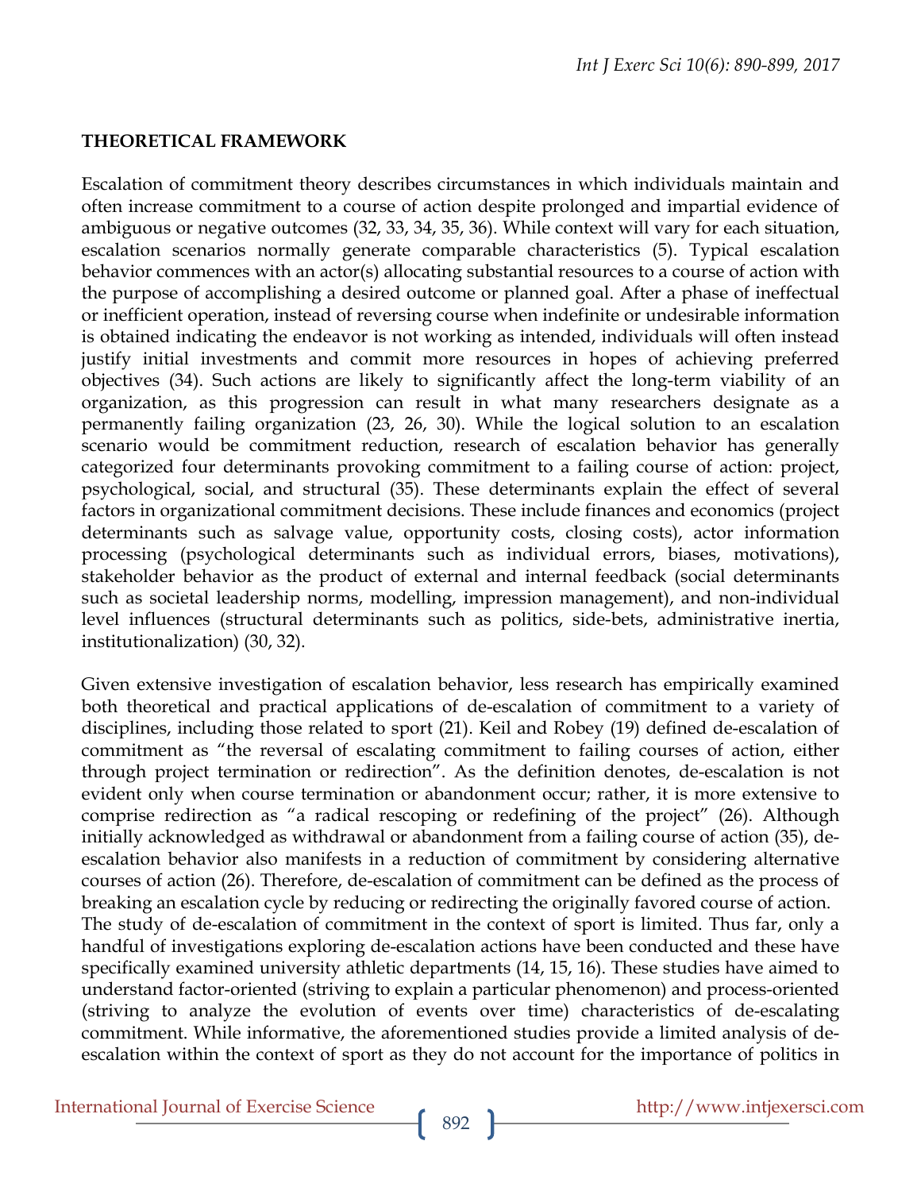## THEORETICAL FRAMEWORK

Escalation of commitment theory describes circumstances in which individuals maintain and often increase commitment to a course of action despite prolonged and impartial evidence of ambiguous or negative outcomes (32, 33, 34, 35, 36). While context will vary for each situation, escalation scenarios normally generate comparable characteristics (5). Typical escalation behavior commences with an actor(s) allocating substantial resources to a course of action with the purpose of accomplishing a desired outcome or planned goal. After a phase of ineffectual or inefficient operation, instead of reversing course when indefinite or undesirable information is obtained indicating the endeavor is not working as intended, individuals will often instead justify initial investments and commit more resources in hopes of achieving preferred objectives (34). Such actions are likely to significantly affect the long-term viability of an organization, as this progression can result in what many researchers designate as a permanently failing organization (23, 26, 30). While the logical solution to an escalation scenario would be commitment reduction, research of escalation behavior has generally categorized four determinants provoking commitment to a failing course of action: project, psychological, social, and structural (35). These determinants explain the effect of several factors in organizational commitment decisions. These include finances and economics (project determinants such as salvage value, opportunity costs, closing costs), actor information processing (psychological determinants such as individual errors, biases, motivations), stakeholder behavior as the product of external and internal feedback (social determinants such as societal leadership norms, modelling, impression management), and non-individual level influences (structural determinants such as politics, side-bets, administrative inertia, institutionalization) (30, 32).

Given extensive investigation of escalation behavior, less research has empirically examined both theoretical and practical applications of de-escalation of commitment to a variety of disciplines, including those related to sport (21). Keil and Robey (19) defined de-escalation of commitment as "the reversal of escalating commitment to failing courses of action, either through project termination or redirection". As the definition denotes, de-escalation is not evident only when course termination or abandonment occur; rather, it is more extensive to comprise redirection as "a radical rescoping or redefining of the project" (26). Although initially acknowledged as withdrawal or abandonment from a failing course of action (35), de-escalation behavior also manifests in a reduction of commitment by considering alternative courses of action (26). Therefore, de-escalation of commitment can be defined as the process of breaking an escalation cycle by reducing or redirecting the originally favored course of action.

The study of de-escalation of commitment in the context of sport is limited. Thus far, only a handful of investigations exploring de-escalation actions have been conducted and these have specifically examined university athletic departments (14, 15, 16). These studies have aimed to understand factor-oriented (striving to explain a particular phenomenon) and process-oriented (striving to analyze the evolution of events over time) characteristics of de-escalating commitment. While informative, the aforementioned studies provide a limited analysis of de-escalation within the context of sport as they do not account for the importance of politics in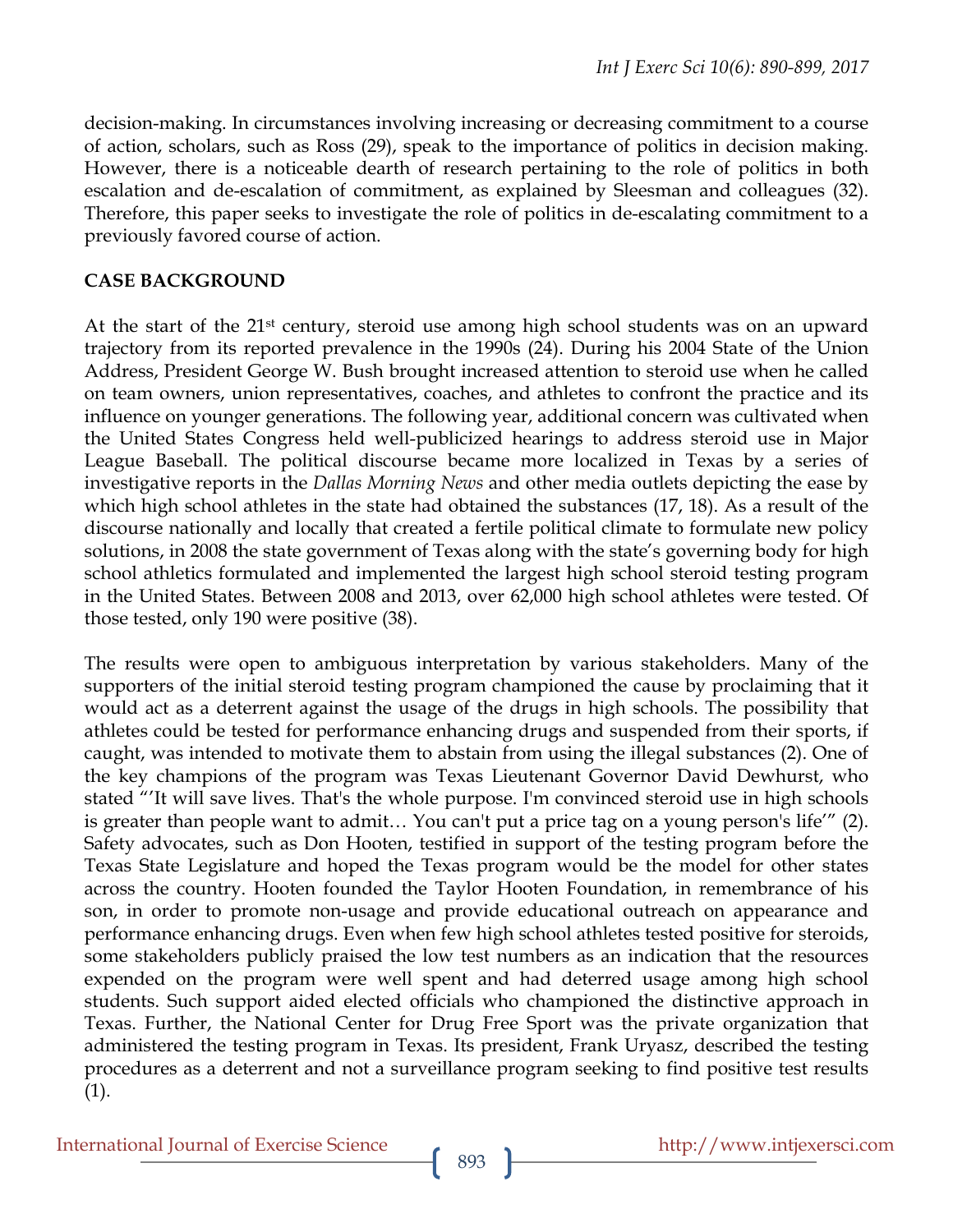decision-making. In circumstances involving increasing or decreasing commitment to a course of action, scholars, such as Ross (29), speak to the importance of politics in decision making. However, there is a noticeable dearth of research pertaining to the role of politics in both escalation and de-escalation of commitment, as explained by Sleesman and colleagues (32). Therefore, this paper seeks to investigate the role of politics in de-escalating commitment to a previously favored course of action.

## CASE BACKGROUND

At the start of the 21st century, steroid use among high school students was on an upward trajectory from its reported prevalence in the 1990s (24). During his 2004 State of the Union Address, President George W. Bush brought increased attention to steroid use when he called on team owners, union representatives, coaches, and athletes to confront the practice and its influence on younger generations. The following year, additional concern was cultivated when the United States Congress held well-publicized hearings to address steroid use in Major League Baseball. The political discourse became more localized in Texas by a series of investigative reports in the *Dallas Morning News* and other media outlets depicting the ease by which high school athletes in the state had obtained the substances (17, 18). As a result of the discourse nationally and locally that created a fertile political climate to formulate new policy solutions, in 2008 the state government of Texas along with the state's governing body for high school athletics formulated and implemented the largest high school steroid testing program in the United States. Between 2008 and 2013, over 62,000 high school athletes were tested. Of those tested, only 190 were positive (38).

The results were open to ambiguous interpretation by various stakeholders. Many of the supporters of the initial steroid testing program championed the cause by proclaiming that it would act as a deterrent against the usage of the drugs in high schools. The possibility that athletes could be tested for performance enhancing drugs and suspended from their sports, if caught, was intended to motivate them to abstain from using the illegal substances (2). One of the key champions of the program was Texas Lieutenant Governor David Dewhurst, who stated "'It will save lives. That's the whole purpose. I'm convinced steroid use in high schools is greater than people want to admit… You can't put a price tag on a young person's life'" (2). Safety advocates, such as Don Hooten, testified in support of the testing program before the Texas State Legislature and hoped the Texas program would be the model for other states across the country. Hooten founded the Taylor Hooten Foundation, in remembrance of his son, in order to promote non-usage and provide educational outreach on appearance and performance enhancing drugs. Even when few high school athletes tested positive for steroids, some stakeholders publicly praised the low test numbers as an indication that the resources expended on the program were well spent and had deterred usage among high school students. Such support aided elected officials who championed the distinctive approach in Texas. Further, the National Center for Drug Free Sport was the private organization that administered the testing program in Texas. Its president, Frank Uryasz, described the testing procedures as a deterrent and not a surveillance program seeking to find positive test results (1).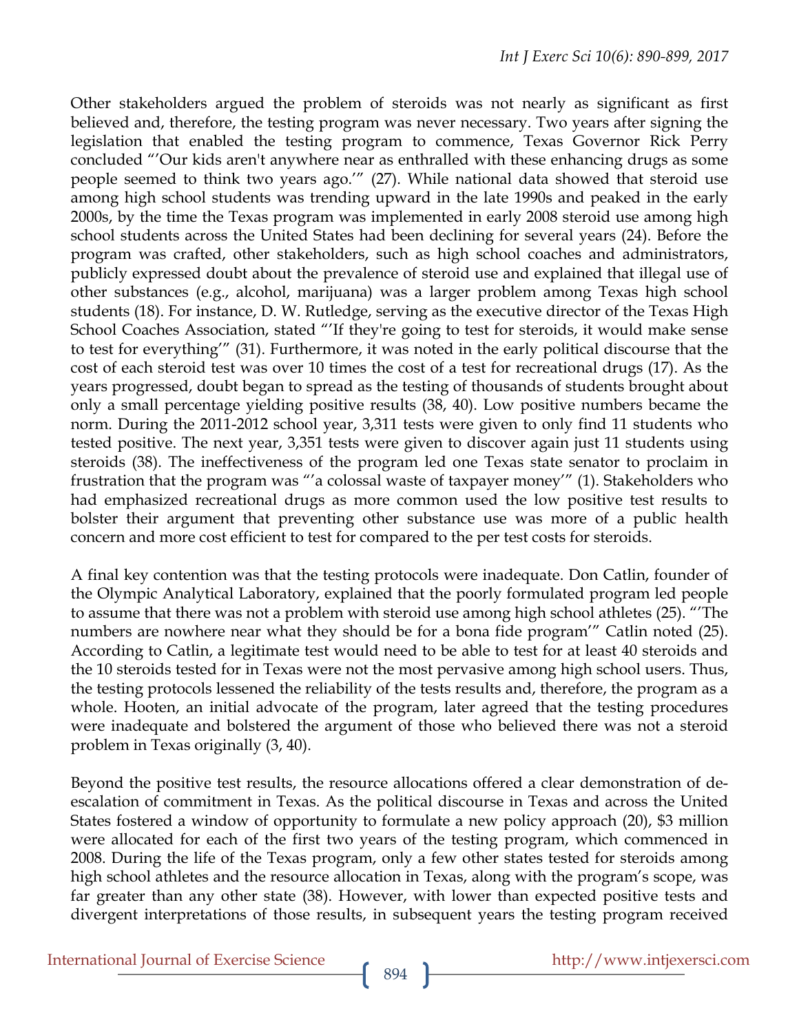Other stakeholders argued the problem of steroids was not nearly as significant as first believed and, therefore, the testing program was never necessary. Two years after signing the legislation that enabled the testing program to commence, Texas Governor Rick Perry concluded "'Our kids aren't anywhere near as enthralled with these enhancing drugs as some people seemed to think two years ago.'" (27). While national data showed that steroid use among high school students was trending upward in the late 1990s and peaked in the early 2000s, by the time the Texas program was implemented in early 2008 steroid use among high school students across the United States had been declining for several years (24). Before the program was crafted, other stakeholders, such as high school coaches and administrators, publicly expressed doubt about the prevalence of steroid use and explained that illegal use of other substances (e.g., alcohol, marijuana) was a larger problem among Texas high school students (18). For instance, D. W. Rutledge, serving as the executive director of the Texas High School Coaches Association, stated "'If they're going to test for steroids, it would make sense to test for everything'" (31). Furthermore, it was noted in the early political discourse that the cost of each steroid test was over 10 times the cost of a test for recreational drugs (17). As the years progressed, doubt began to spread as the testing of thousands of students brought about only a small percentage yielding positive results (38, 40). Low positive numbers became the norm. During the 2011-2012 school year, 3,311 tests were given to only find 11 students who tested positive. The next year, 3,351 tests were given to discover again just 11 students using steroids (38). The ineffectiveness of the program led one Texas state senator to proclaim in frustration that the program was "'a colossal waste of taxpayer money'" (1). Stakeholders who had emphasized recreational drugs as more common used the low positive test results to bolster their argument that preventing other substance use was more of a public health concern and more cost efficient to test for compared to the per test costs for steroids.

A final key contention was that the testing protocols were inadequate. Don Catlin, founder of the Olympic Analytical Laboratory, explained that the poorly formulated program led people to assume that there was not a problem with steroid use among high school athletes (25). "'The numbers are nowhere near what they should be for a bona fide program'" Catlin noted (25). According to Catlin, a legitimate test would need to be able to test for at least 40 steroids and the 10 steroids tested for in Texas were not the most pervasive among high school users. Thus, the testing protocols lessened the reliability of the tests results and, therefore, the program as a whole. Hooten, an initial advocate of the program, later agreed that the testing procedures were inadequate and bolstered the argument of those who believed there was not a steroid problem in Texas originally (3, 40).

Beyond the positive test results, the resource allocations offered a clear demonstration of de-escalation of commitment in Texas. As the political discourse in Texas and across the United States fostered a window of opportunity to formulate a new policy approach (20), $3 million were allocated for each of the first two years of the testing program, which commenced in 2008. During the life of the Texas program, only a few other states tested for steroids among high school athletes and the resource allocation in Texas, along with the program's scope, was far greater than any other state (38). However, with lower than expected positive tests and divergent interpretations of those results, in subsequent years the testing program received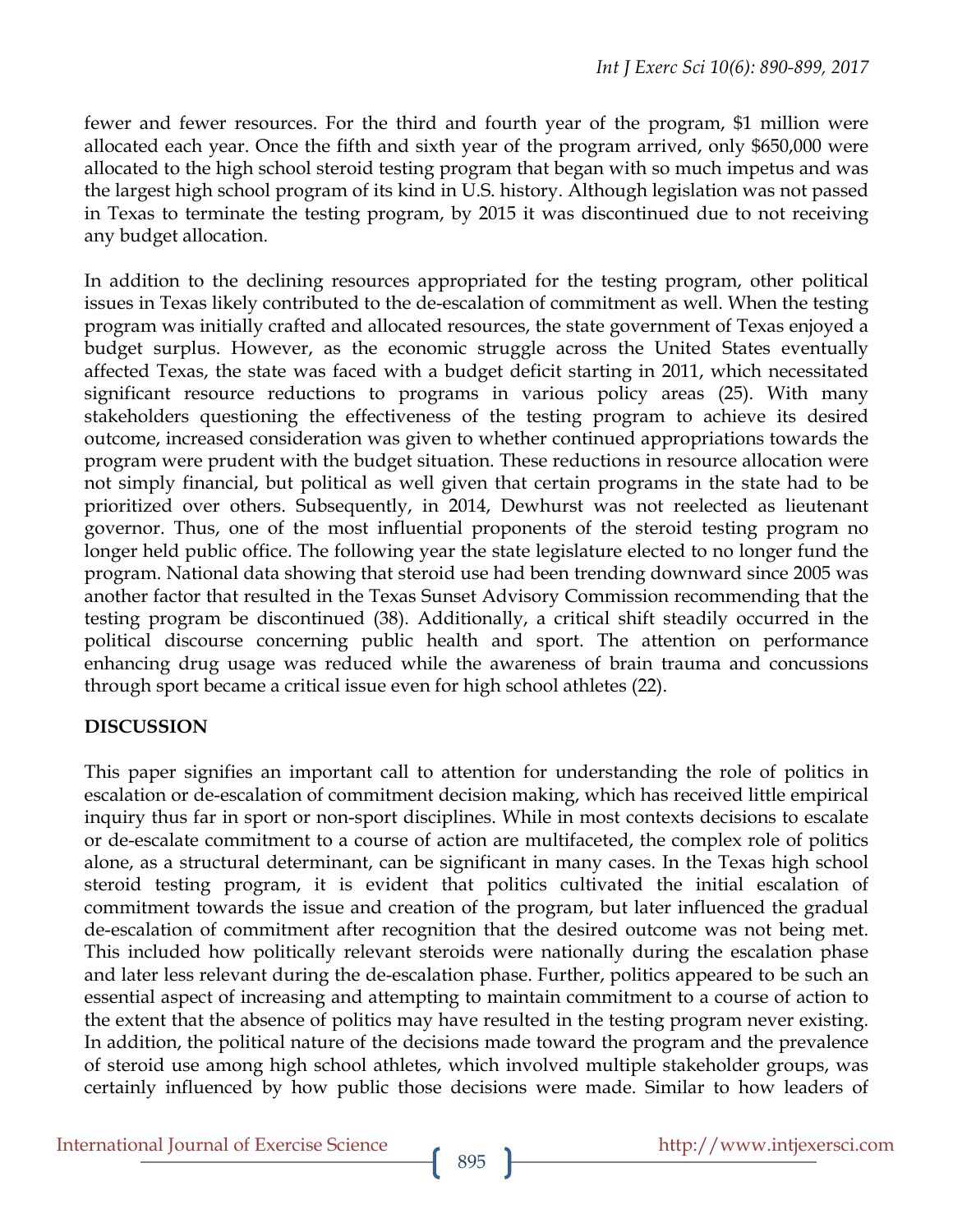fewer and fewer resources. For the third and fourth year of the program, $1 million were allocated each year. Once the fifth and sixth year of the program arrived, only $650,000 were allocated to the high school steroid testing program that began with so much impetus and was the largest high school program of its kind in U.S. history. Although legislation was not passed in Texas to terminate the testing program, by 2015 it was discontinued due to not receiving any budget allocation.

In addition to the declining resources appropriated for the testing program, other political issues in Texas likely contributed to the de-escalation of commitment as well. When the testing program was initially crafted and allocated resources, the state government of Texas enjoyed a budget surplus. However, as the economic struggle across the United States eventually affected Texas, the state was faced with a budget deficit starting in 2011, which necessitated significant resource reductions to programs in various policy areas (25). With many stakeholders questioning the effectiveness of the testing program to achieve its desired outcome, increased consideration was given to whether continued appropriations towards the program were prudent with the budget situation. These reductions in resource allocation were not simply financial, but political as well given that certain programs in the state had to be prioritized over others. Subsequently, in 2014, Dewhurst was not reelected as lieutenant governor. Thus, one of the most influential proponents of the steroid testing program no longer held public office. The following year the state legislature elected to no longer fund the program. National data showing that steroid use had been trending downward since 2005 was another factor that resulted in the Texas Sunset Advisory Commission recommending that the testing program be discontinued (38). Additionally, a critical shift steadily occurred in the political discourse concerning public health and sport. The attention on performance enhancing drug usage was reduced while the awareness of brain trauma and concussions through sport became a critical issue even for high school athletes (22).

## DISCUSSION

This paper signifies an important call to attention for understanding the role of politics in escalation or de-escalation of commitment decision making, which has received little empirical inquiry thus far in sport or non-sport disciplines. While in most contexts decisions to escalate or de-escalate commitment to a course of action are multifaceted, the complex role of politics alone, as a structural determinant, can be significant in many cases. In the Texas high school steroid testing program, it is evident that politics cultivated the initial escalation of commitment towards the issue and creation of the program, but later influenced the gradual de-escalation of commitment after recognition that the desired outcome was not being met. This included how politically relevant steroids were nationally during the escalation phase and later less relevant during the de-escalation phase. Further, politics appeared to be such an essential aspect of increasing and attempting to maintain commitment to a course of action to the extent that the absence of politics may have resulted in the testing program never existing. In addition, the political nature of the decisions made toward the program and the prevalence of steroid use among high school athletes, which involved multiple stakeholder groups, was certainly influenced by how public those decisions were made. Similar to how leaders of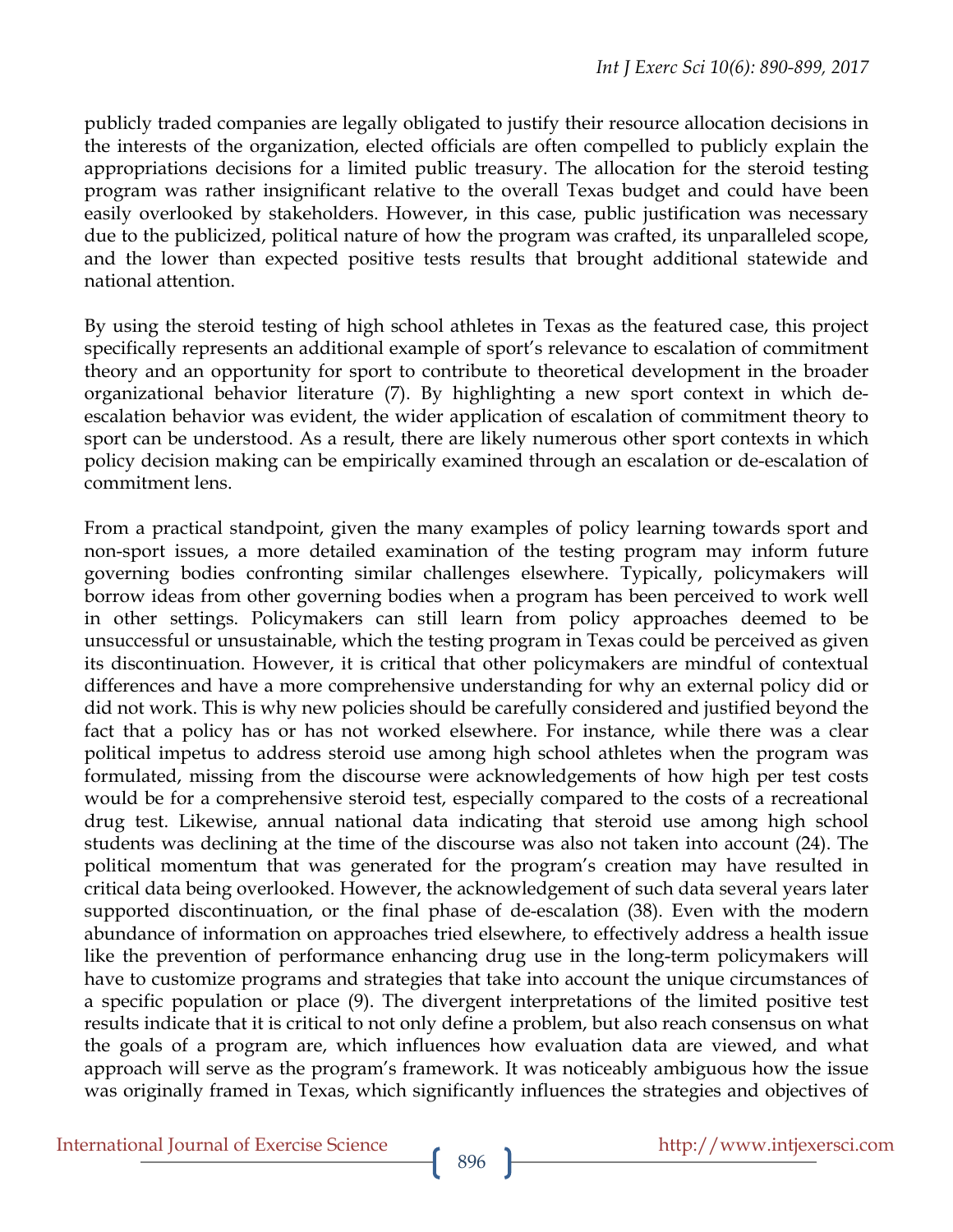publicly traded companies are legally obligated to justify their resource allocation decisions in the interests of the organization, elected officials are often compelled to publicly explain the appropriations decisions for a limited public treasury. The allocation for the steroid testing program was rather insignificant relative to the overall Texas budget and could have been easily overlooked by stakeholders. However, in this case, public justification was necessary due to the publicized, political nature of how the program was crafted, its unparalleled scope, and the lower than expected positive tests results that brought additional statewide and national attention.

By using the steroid testing of high school athletes in Texas as the featured case, this project specifically represents an additional example of sport's relevance to escalation of commitment theory and an opportunity for sport to contribute to theoretical development in the broader organizational behavior literature (7). By highlighting a new sport context in which de-escalation behavior was evident, the wider application of escalation of commitment theory to sport can be understood. As a result, there are likely numerous other sport contexts in which policy decision making can be empirically examined through an escalation or de-escalation of commitment lens.

From a practical standpoint, given the many examples of policy learning towards sport and non-sport issues, a more detailed examination of the testing program may inform future governing bodies confronting similar challenges elsewhere. Typically, policymakers will borrow ideas from other governing bodies when a program has been perceived to work well in other settings. Policymakers can still learn from policy approaches deemed to be unsuccessful or unsustainable, which the testing program in Texas could be perceived as given its discontinuation. However, it is critical that other policymakers are mindful of contextual differences and have a more comprehensive understanding for why an external policy did or did not work. This is why new policies should be carefully considered and justified beyond the fact that a policy has or has not worked elsewhere. For instance, while there was a clear political impetus to address steroid use among high school athletes when the program was formulated, missing from the discourse were acknowledgements of how high per test costs would be for a comprehensive steroid test, especially compared to the costs of a recreational drug test. Likewise, annual national data indicating that steroid use among high school students was declining at the time of the discourse was also not taken into account (24). The political momentum that was generated for the program's creation may have resulted in critical data being overlooked. However, the acknowledgement of such data several years later supported discontinuation, or the final phase of de-escalation (38). Even with the modern abundance of information on approaches tried elsewhere, to effectively address a health issue like the prevention of performance enhancing drug use in the long-term policymakers will have to customize programs and strategies that take into account the unique circumstances of a specific population or place (9). The divergent interpretations of the limited positive test results indicate that it is critical to not only define a problem, but also reach consensus on what the goals of a program are, which influences how evaluation data are viewed, and what approach will serve as the program's framework. It was noticeably ambiguous how the issue was originally framed in Texas, which significantly influences the strategies and objectives of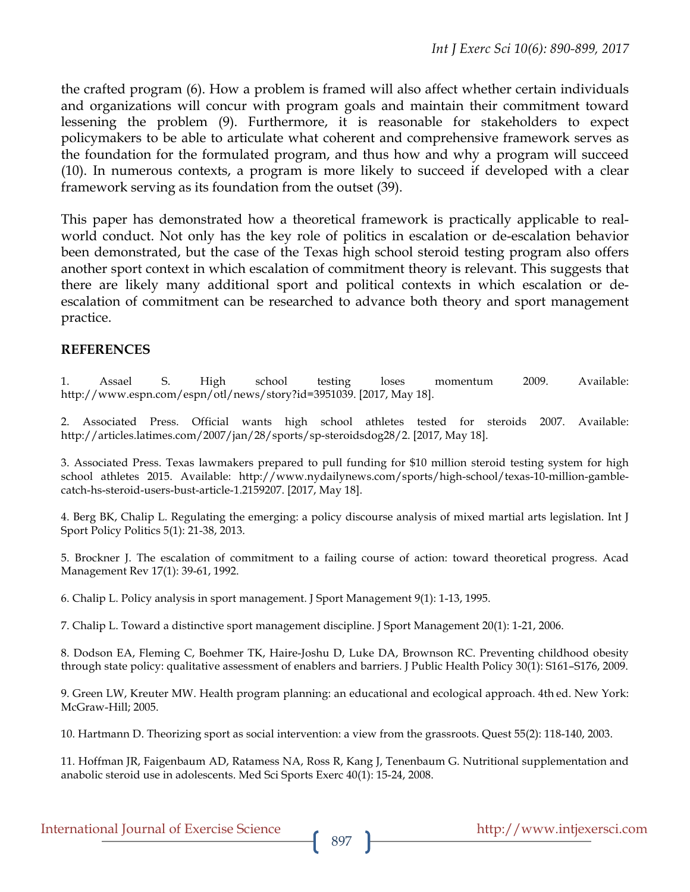the crafted program (6). How a problem is framed will also affect whether certain individuals and organizations will concur with program goals and maintain their commitment toward lessening the problem (9). Furthermore, it is reasonable for stakeholders to expect policymakers to be able to articulate what coherent and comprehensive framework serves as the foundation for the formulated program, and thus how and why a program will succeed (10). In numerous contexts, a program is more likely to succeed if developed with a clear framework serving as its foundation from the outset (39).

This paper has demonstrated how a theoretical framework is practically applicable to real-world conduct. Not only has the key role of politics in escalation or de-escalation behavior been demonstrated, but the case of the Texas high school steroid testing program also offers another sport context in which escalation of commitment theory is relevant. This suggests that there are likely many additional sport and political contexts in which escalation or de-escalation of commitment can be researched to advance both theory and sport management practice.

## REFERENCES

1. Assael S. High school testing loses momentum 2009. Available: http://www.espn.com/espn/otl/news/story?id=3951039. [2017, May 18].

2. Associated Press. Official wants high school athletes tested for steroids 2007. Available: http://articles.latimes.com/2007/jan/28/sports/sp-steroidsdog28/2. [2017, May 18].

3. Associated Press. Texas lawmakers prepared to pull funding for $10 million steroid testing system for high school athletes 2015. Available: http://www.nydailynews.com/sports/high-school/texas-10-million-gamble-catch-hs-steroid-users-bust-article-1.2159207. [2017, May 18].

4. Berg BK, Chalip L. Regulating the emerging: a policy discourse analysis of mixed martial arts legislation. Int J Sport Policy Politics 5(1): 21-38, 2013.

5. Brockner J. The escalation of commitment to a failing course of action: toward theoretical progress. Acad Management Rev 17(1): 39-61, 1992.

6. Chalip L. Policy analysis in sport management. J Sport Management 9(1): 1-13, 1995.

7. Chalip L. Toward a distinctive sport management discipline. J Sport Management 20(1): 1-21, 2006.

8. Dodson EA, Fleming C, Boehmer TK, Haire-Joshu D, Luke DA, Brownson RC. Preventing childhood obesity through state policy: qualitative assessment of enablers and barriers. J Public Health Policy 30(1): S161–S176, 2009.

9. Green LW, Kreuter MW. Health program planning: an educational and ecological approach. 4th ed. New York: McGraw-Hill; 2005.

10. Hartmann D. Theorizing sport as social intervention: a view from the grassroots. Quest 55(2): 118-140, 2003.

11. Hoffman JR, Faigenbaum AD, Ratamess NA, Ross R, Kang J, Tenenbaum G. Nutritional supplementation and anabolic steroid use in adolescents. Med Sci Sports Exerc 40(1): 15-24, 2008.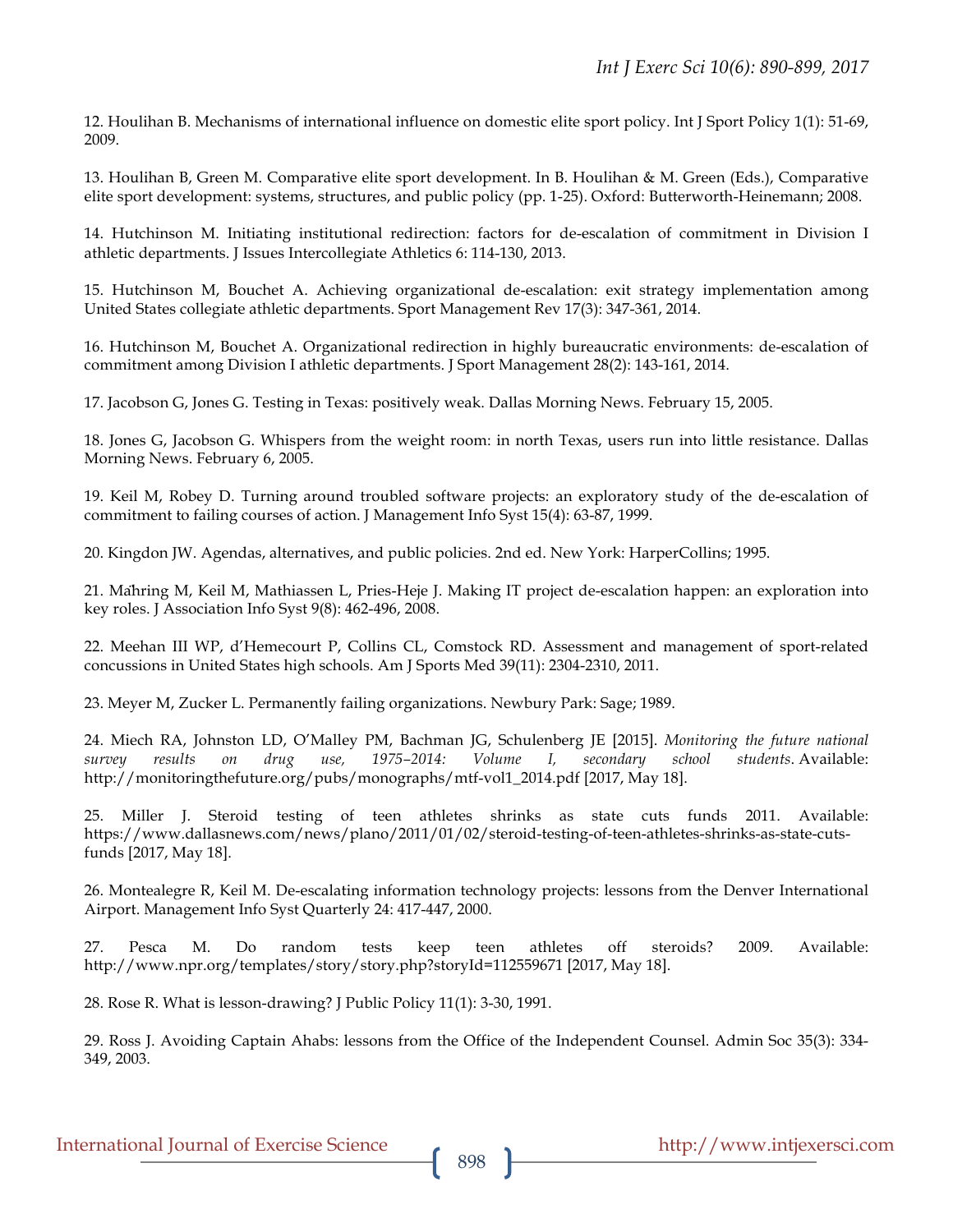12. Houlihan B. Mechanisms of international influence on domestic elite sport policy. Int J Sport Policy 1(1): 51-69, 2009.

13. Houlihan B, Green M. Comparative elite sport development. In B. Houlihan & M. Green (Eds.), Comparative elite sport development: systems, structures, and public policy (pp. 1-25). Oxford: Butterworth-Heinemann; 2008.

14. Hutchinson M. Initiating institutional redirection: factors for de-escalation of commitment in Division I athletic departments. J Issues Intercollegiate Athletics 6: 114-130, 2013.

15. Hutchinson M, Bouchet A. Achieving organizational de-escalation: exit strategy implementation among United States collegiate athletic departments. Sport Management Rev 17(3): 347-361, 2014.

16. Hutchinson M, Bouchet A. Organizational redirection in highly bureaucratic environments: de-escalation of commitment among Division I athletic departments. J Sport Management 28(2): 143-161, 2014.

17. Jacobson G, Jones G. Testing in Texas: positively weak. Dallas Morning News. February 15, 2005.

18. Jones G, Jacobson G. Whispers from the weight room: in north Texas, users run into little resistance. Dallas Morning News. February 6, 2005.

19. Keil M, Robey D. Turning around troubled software projects: an exploratory study of the de-escalation of commitment to failing courses of action. J Management Info Syst 15(4): 63-87, 1999.

20. Kingdon JW. Agendas, alternatives, and public policies. 2nd ed. New York: HarperCollins; 1995.

21. Mähring M, Keil M, Mathiassen L, Pries-Heje J. Making IT project de-escalation happen: an exploration into key roles. J Association Info Syst 9(8): 462-496, 2008.

22. Meehan III WP, d'Hemecourt P, Collins CL, Comstock RD. Assessment and management of sport-related concussions in United States high schools. Am J Sports Med 39(11): 2304-2310, 2011.

23. Meyer M, Zucker L. Permanently failing organizations. Newbury Park: Sage; 1989.

24. Miech RA, Johnston LD, O'Malley PM, Bachman JG, Schulenberg JE [2015]. *Monitoring the future national survey results on drug use, 1975–2014: Volume I, secondary school students*. Available: http://monitoringthefuture.org/pubs/monographs/mtf-vol1_2014.pdf [2017, May 18].

25. Miller J. Steroid testing of teen athletes shrinks as state cuts funds 2011. Available: https://www.dallasnews.com/news/plano/2011/01/02/steroid-testing-of-teen-athletes-shrinks-as-state-cuts-funds [2017, May 18].

26. Montealegre R, Keil M. De-escalating information technology projects: lessons from the Denver International Airport. Management Info Syst Quarterly 24: 417-447, 2000.

27. Pesca M. Do random tests keep teen athletes off steroids? 2009. Available: http://www.npr.org/templates/story/story.php?storyId=112559671 [2017, May 18].

28. Rose R. What is lesson-drawing? J Public Policy 11(1): 3-30, 1991.

29. Ross J. Avoiding Captain Ahabs: lessons from the Office of the Independent Counsel. Admin Soc 35(3): 334-349, 2003.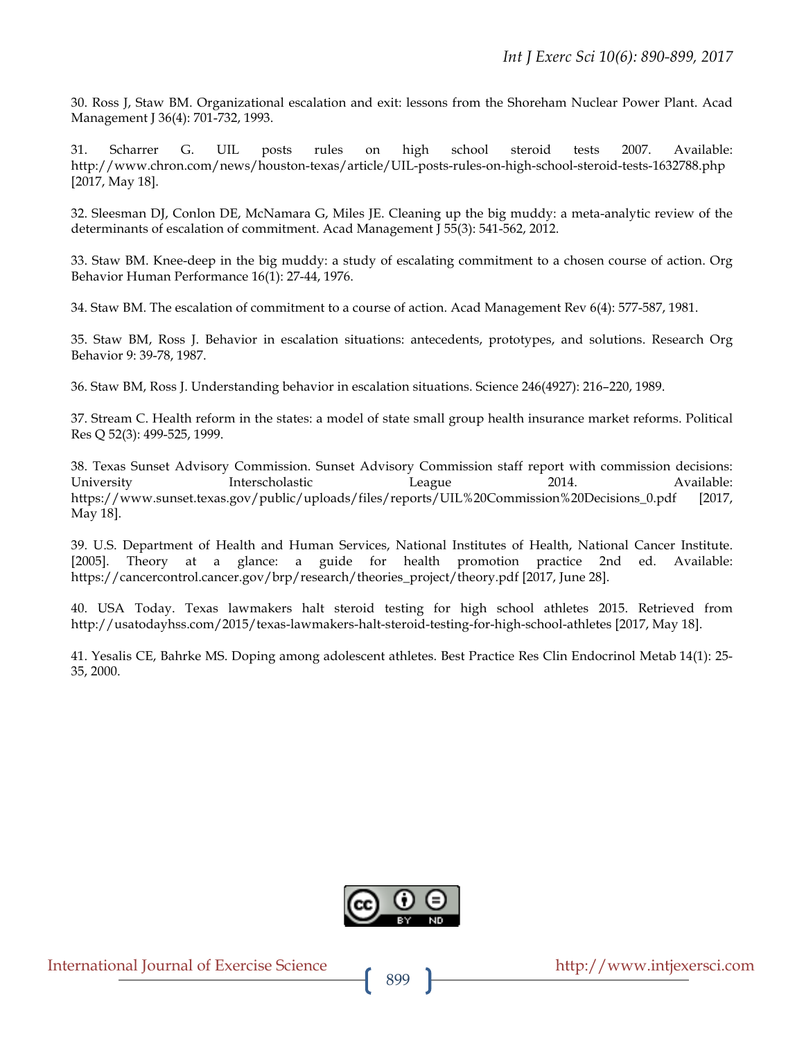30. Ross J, Staw BM. Organizational escalation and exit: lessons from the Shoreham Nuclear Power Plant. Acad Management J 36(4): 701-732, 1993.

31. Scharrer G. UIL posts rules on high school steroid tests 2007. Available: http://www.chron.com/news/houston-texas/article/UIL-posts-rules-on-high-school-steroid-tests-1632788.php [2017, May 18].

32. Sleesman DJ, Conlon DE, McNamara G, Miles JE. Cleaning up the big muddy: a meta-analytic review of the determinants of escalation of commitment. Acad Management J 55(3): 541-562, 2012.

33. Staw BM. Knee-deep in the big muddy: a study of escalating commitment to a chosen course of action. Org Behavior Human Performance 16(1): 27-44, 1976.

34. Staw BM. The escalation of commitment to a course of action. Acad Management Rev 6(4): 577-587, 1981.

35. Staw BM, Ross J. Behavior in escalation situations: antecedents, prototypes, and solutions. Research Org Behavior 9: 39-78, 1987.

36. Staw BM, Ross J. Understanding behavior in escalation situations. Science 246(4927): 216–220, 1989.

37. Stream C. Health reform in the states: a model of state small group health insurance market reforms. Political Res Q 52(3): 499-525, 1999.

38. Texas Sunset Advisory Commission. Sunset Advisory Commission staff report with commission decisions: University Interscholastic League 2014. Available: https://www.sunset.texas.gov/public/uploads/files/reports/UIL%20Commission%20Decisions_0.pdf [2017, May 18].

39. U.S. Department of Health and Human Services, National Institutes of Health, National Cancer Institute. [2005]. Theory at a glance: a guide for health promotion practice 2nd ed. Available: https://cancercontrol.cancer.gov/brp/research/theories_project/theory.pdf [2017, June 28].

40. USA Today. Texas lawmakers halt steroid testing for high school athletes 2015. Retrieved from http://usatodayhss.com/2015/texas-lawmakers-halt-steroid-testing-for-high-school-athletes [2017, May 18].

41. Yesalis CE, Bahrke MS. Doping among adolescent athletes. Best Practice Res Clin Endocrinol Metab 14(1): 25-35, 2000.